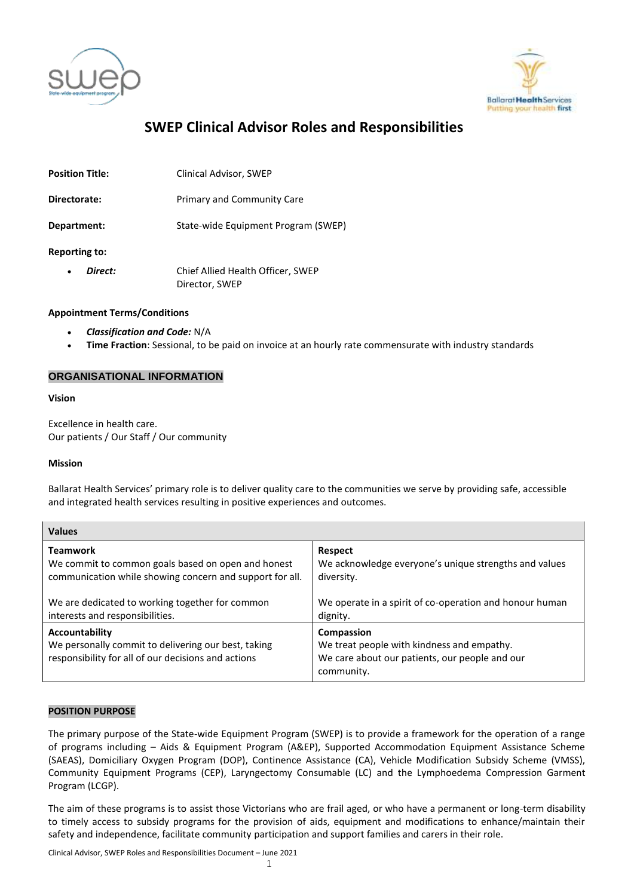# SWEP Clinical Advisor Roles and Responsibilities

**Position Title:** Clinical Advisor, SWEP

**Directorate:** Primary and Community Care

**Department:** State-wide Equipment Program (SWEP)

**Reporting to:**

- ***Direct:*** Chief Allied Health Officer, SWEP
  Director, SWEP

**Appointment Terms/Conditions**

- ***Classification and Code:*** N/A
- **Time Fraction**: Sessional, to be paid on invoice at an hourly rate commensurate with industry standards

## ORGANISATIONAL INFORMATION

**Vision**

Excellence in health care.
Our patients / Our Staff / Our community

**Mission**

Ballarat Health Services' primary role is to deliver quality care to the communities we serve by providing safe, accessible and integrated health services resulting in positive experiences and outcomes.

| Values | |
|---|---|
| **Teamwork**<br>We commit to common goals based on open and honest communication while showing concern and support for all.<br><br>We are dedicated to working together for common interests and responsibilities. | **Respect**<br>We acknowledge everyone's unique strengths and values diversity.<br><br>We operate in a spirit of co-operation and honour human dignity. |
| **Accountability**<br>We personally commit to delivering our best, taking responsibility for all of our decisions and actions | **Compassion**<br>We treat people with kindness and empathy.<br>We care about our patients, our people and our community. |

## POSITION PURPOSE

The primary purpose of the State-wide Equipment Program (SWEP) is to provide a framework for the operation of a range of programs including – Aids & Equipment Program (A&EP), Supported Accommodation Equipment Assistance Scheme (SAEAS), Domiciliary Oxygen Program (DOP), Continence Assistance (CA), Vehicle Modification Subsidy Scheme (VMSS), Community Equipment Programs (CEP), Laryngectomy Consumable (LC) and the Lymphoedema Compression Garment Program (LCGP).

The aim of these programs is to assist those Victorians who are frail aged, or who have a permanent or long-term disability to timely access to subsidy programs for the provision of aids, equipment and modifications to enhance/maintain their safety and independence, facilitate community participation and support families and carers in their role.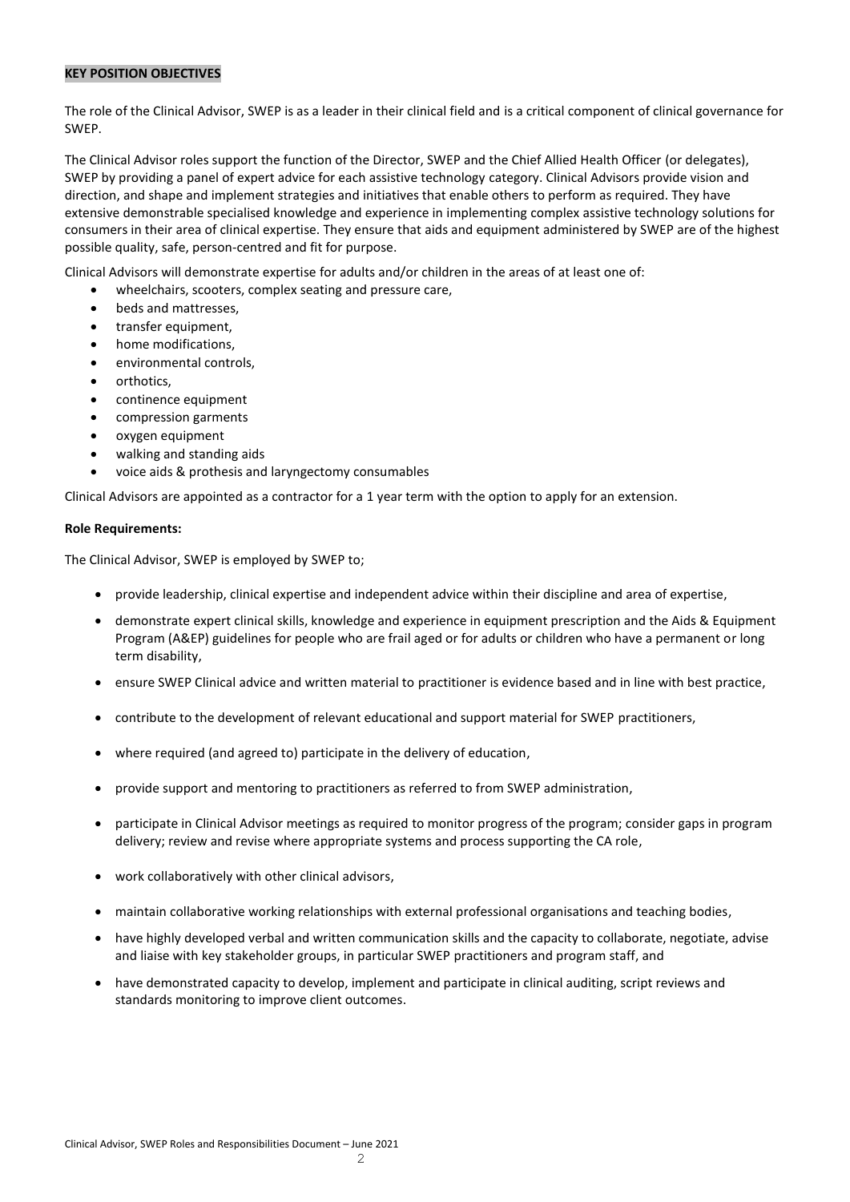## KEY POSITION OBJECTIVES

The role of the Clinical Advisor, SWEP is as a leader in their clinical field and is a critical component of clinical governance for SWEP.

The Clinical Advisor roles support the function of the Director, SWEP and the Chief Allied Health Officer (or delegates), SWEP by providing a panel of expert advice for each assistive technology category. Clinical Advisors provide vision and direction, and shape and implement strategies and initiatives that enable others to perform as required. They have extensive demonstrable specialised knowledge and experience in implementing complex assistive technology solutions for consumers in their area of clinical expertise. They ensure that aids and equipment administered by SWEP are of the highest possible quality, safe, person-centred and fit for purpose.

Clinical Advisors will demonstrate expertise for adults and/or children in the areas of at least one of:

- wheelchairs, scooters, complex seating and pressure care,
- beds and mattresses,
- transfer equipment,
- home modifications,
- environmental controls,
- orthotics,
- continence equipment
- compression garments
- oxygen equipment
- walking and standing aids
- voice aids & prothesis and laryngectomy consumables

Clinical Advisors are appointed as a contractor for a 1 year term with the option to apply for an extension.

**Role Requirements:**

The Clinical Advisor, SWEP is employed by SWEP to;

- provide leadership, clinical expertise and independent advice within their discipline and area of expertise,
- demonstrate expert clinical skills, knowledge and experience in equipment prescription and the Aids & Equipment Program (A&EP) guidelines for people who are frail aged or for adults or children who have a permanent or long term disability,
- ensure SWEP Clinical advice and written material to practitioner is evidence based and in line with best practice,
- contribute to the development of relevant educational and support material for SWEP practitioners,
- where required (and agreed to) participate in the delivery of education,
- provide support and mentoring to practitioners as referred to from SWEP administration,
- participate in Clinical Advisor meetings as required to monitor progress of the program; consider gaps in program delivery; review and revise where appropriate systems and process supporting the CA role,
- work collaboratively with other clinical advisors,
- maintain collaborative working relationships with external professional organisations and teaching bodies,
- have highly developed verbal and written communication skills and the capacity to collaborate, negotiate, advise and liaise with key stakeholder groups, in particular SWEP practitioners and program staff, and
- have demonstrated capacity to develop, implement and participate in clinical auditing, script reviews and standards monitoring to improve client outcomes.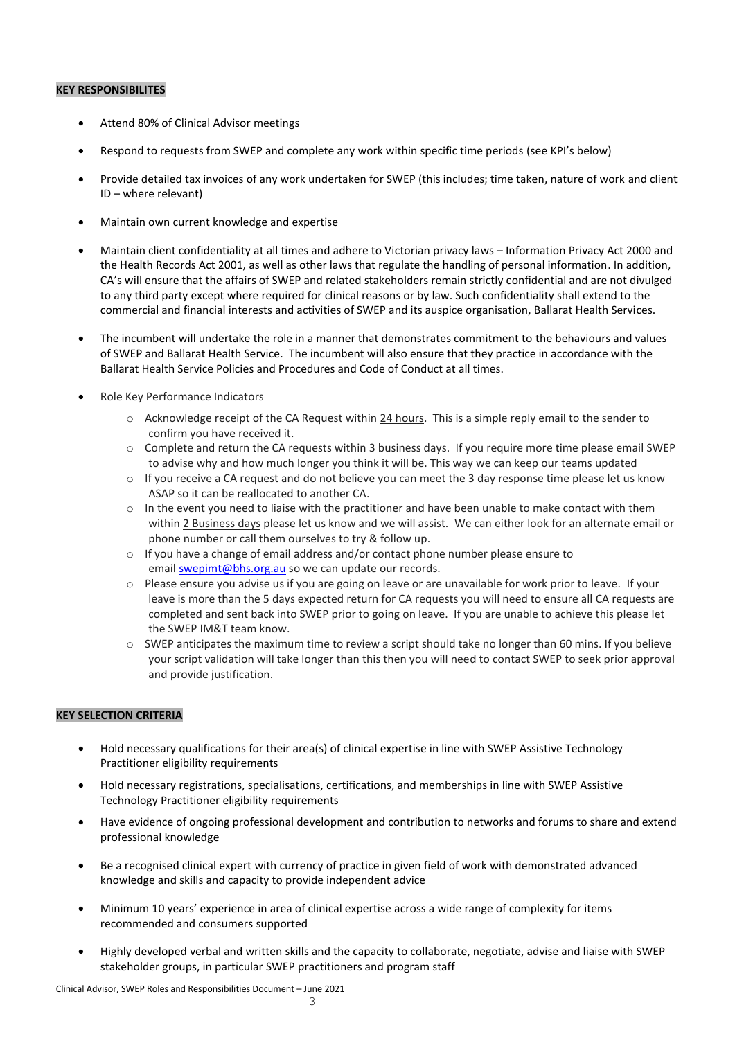**KEY RESPONSIBILITES**

- Attend 80% of Clinical Advisor meetings
- Respond to requests from SWEP and complete any work within specific time periods (see KPI's below)
- Provide detailed tax invoices of any work undertaken for SWEP (this includes; time taken, nature of work and client ID – where relevant)
- Maintain own current knowledge and expertise
- Maintain client confidentiality at all times and adhere to Victorian privacy laws – Information Privacy Act 2000 and the Health Records Act 2001, as well as other laws that regulate the handling of personal information. In addition, CA's will ensure that the affairs of SWEP and related stakeholders remain strictly confidential and are not divulged to any third party except where required for clinical reasons or by law. Such confidentiality shall extend to the commercial and financial interests and activities of SWEP and its auspice organisation, Ballarat Health Services.
- The incumbent will undertake the role in a manner that demonstrates commitment to the behaviours and values of SWEP and Ballarat Health Service. The incumbent will also ensure that they practice in accordance with the Ballarat Health Service Policies and Procedures and Code of Conduct at all times.
- Role Key Performance Indicators
  - Acknowledge receipt of the CA Request within 24 hours. This is a simple reply email to the sender to confirm you have received it.
  - Complete and return the CA requests within 3 business days. If you require more time please email SWEP to advise why and how much longer you think it will be. This way we can keep our teams updated
  - If you receive a CA request and do not believe you can meet the 3 day response time please let us know ASAP so it can be reallocated to another CA.
  - In the event you need to liaise with the practitioner and have been unable to make contact with them within 2 Business days please let us know and we will assist. We can either look for an alternate email or phone number or call them ourselves to try & follow up.
  - If you have a change of email address and/or contact phone number please ensure to email swepimt@bhs.org.au so we can update our records.
  - Please ensure you advise us if you are going on leave or are unavailable for work prior to leave. If your leave is more than the 5 days expected return for CA requests you will need to ensure all CA requests are completed and sent back into SWEP prior to going on leave. If you are unable to achieve this please let the SWEP IM&T team know.
  - SWEP anticipates the maximum time to review a script should take no longer than 60 mins. If you believe your script validation will take longer than this then you will need to contact SWEP to seek prior approval and provide justification.

**KEY SELECTION CRITERIA**

- Hold necessary qualifications for their area(s) of clinical expertise in line with SWEP Assistive Technology Practitioner eligibility requirements
- Hold necessary registrations, specialisations, certifications, and memberships in line with SWEP Assistive Technology Practitioner eligibility requirements
- Have evidence of ongoing professional development and contribution to networks and forums to share and extend professional knowledge
- Be a recognised clinical expert with currency of practice in given field of work with demonstrated advanced knowledge and skills and capacity to provide independent advice
- Minimum 10 years' experience in area of clinical expertise across a wide range of complexity for items recommended and consumers supported
- Highly developed verbal and written skills and the capacity to collaborate, negotiate, advise and liaise with SWEP stakeholder groups, in particular SWEP practitioners and program staff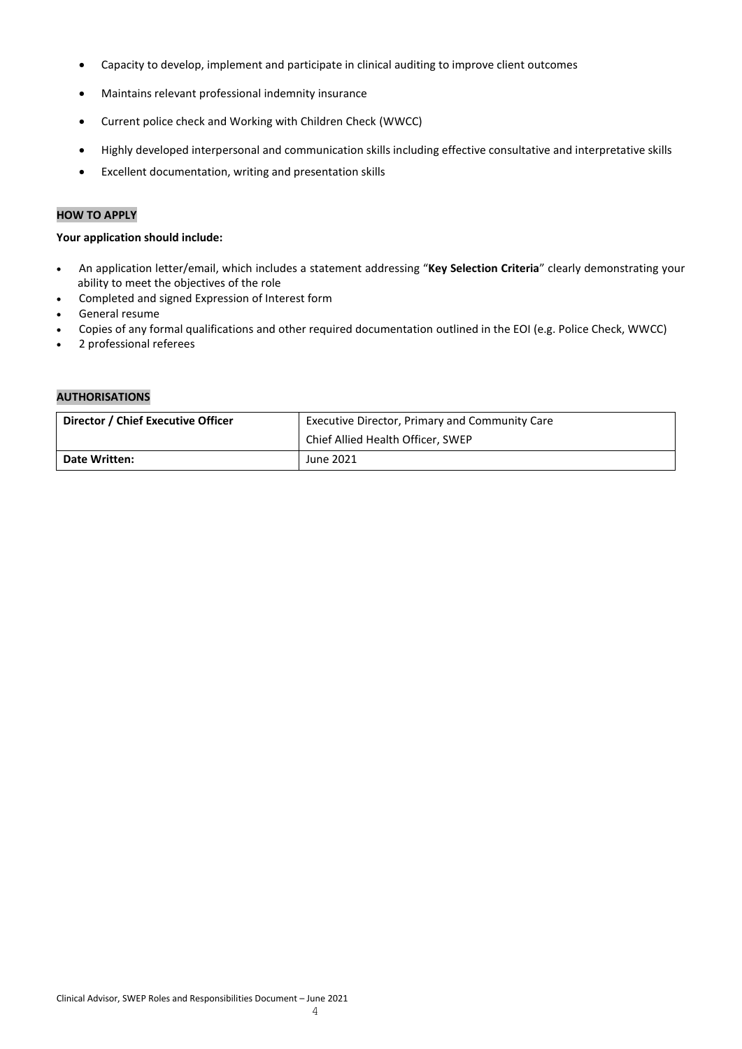- Capacity to develop, implement and participate in clinical auditing to improve client outcomes
- Maintains relevant professional indemnity insurance
- Current police check and Working with Children Check (WWCC)
- Highly developed interpersonal and communication skills including effective consultative and interpretative skills
- Excellent documentation, writing and presentation skills

## HOW TO APPLY

**Your application should include:**

- An application letter/email, which includes a statement addressing "**Key Selection Criteria**" clearly demonstrating your ability to meet the objectives of the role
- Completed and signed Expression of Interest form
- General resume
- Copies of any formal qualifications and other required documentation outlined in the EOI (e.g. Police Check, WWCC)
- 2 professional referees

## AUTHORISATIONS

| | |
|---|---|
| **Director / Chief Executive Officer** | Executive Director, Primary and Community Care<br>Chief Allied Health Officer, SWEP |
| **Date Written:** | June 2021 |